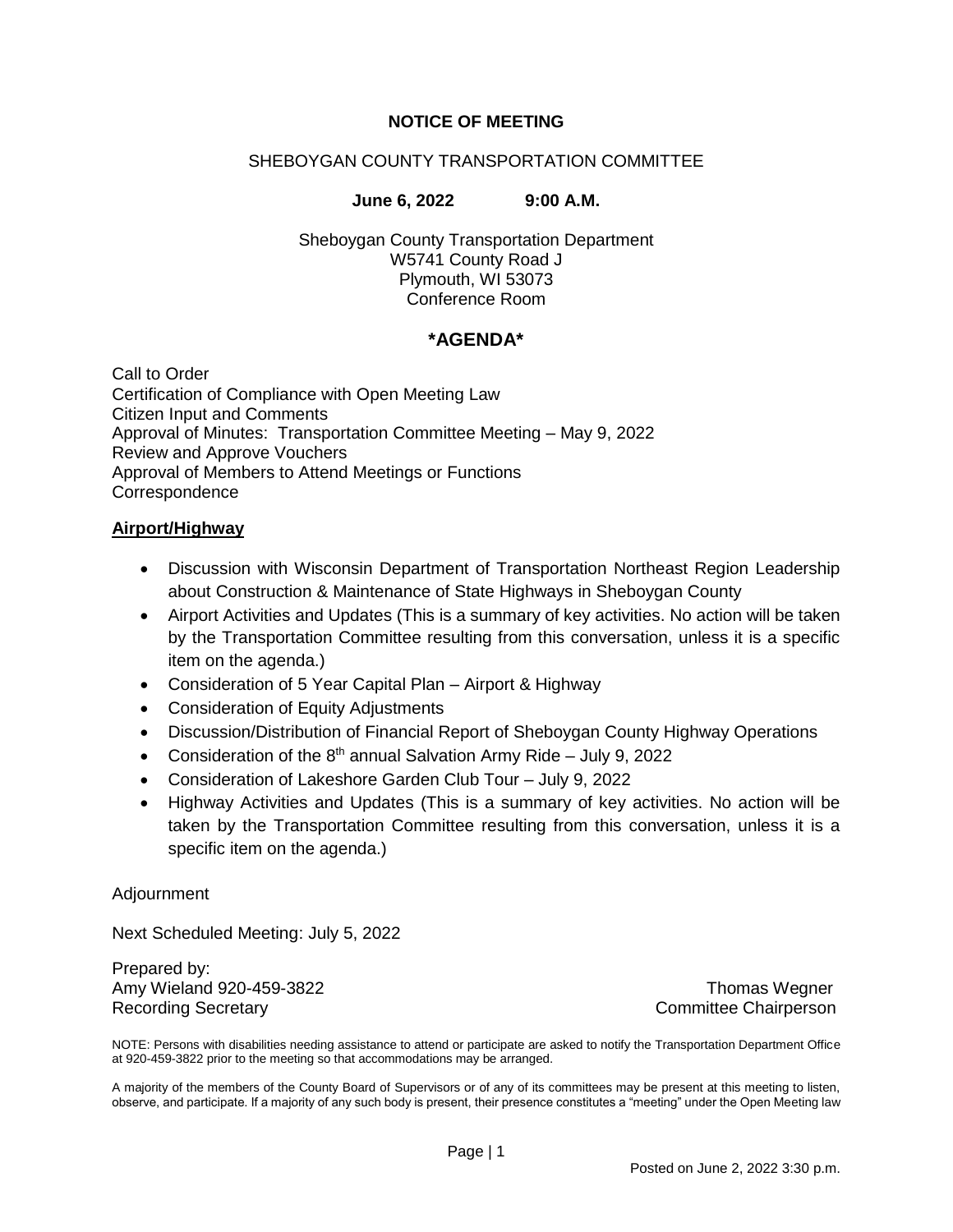**NOTICE OF MEETING**

SHEBOYGAN COUNTY TRANSPORTATION COMMITTEE

**June 6, 2022 9:00 A.M.**

Sheboygan County Transportation Department
W5741 County Road J
Plymouth, WI 53073
Conference Room

## *AGENDA*

Call to Order
Certification of Compliance with Open Meeting Law
Citizen Input and Comments
Approval of Minutes: Transportation Committee Meeting – May 9, 2022
Review and Approve Vouchers
Approval of Members to Attend Meetings or Functions
Correspondence

**Airport/Highway**

- Discussion with Wisconsin Department of Transportation Northeast Region Leadership about Construction & Maintenance of State Highways in Sheboygan County
- Airport Activities and Updates (This is a summary of key activities. No action will be taken by the Transportation Committee resulting from this conversation, unless it is a specific item on the agenda.)
- Consideration of 5 Year Capital Plan – Airport & Highway
- Consideration of Equity Adjustments
- Discussion/Distribution of Financial Report of Sheboygan County Highway Operations
- Consideration of the 8th annual Salvation Army Ride – July 9, 2022
- Consideration of Lakeshore Garden Club Tour – July 9, 2022
- Highway Activities and Updates (This is a summary of key activities. No action will be taken by the Transportation Committee resulting from this conversation, unless it is a specific item on the agenda.)

Adjournment

Next Scheduled Meeting: July 5, 2022

Prepared by:
Amy Wieland 920-459-3822
Recording Secretary

Thomas Wegner
Committee Chairperson

NOTE: Persons with disabilities needing assistance to attend or participate are asked to notify the Transportation Department Office at 920-459-3822 prior to the meeting so that accommodations may be arranged.

A majority of the members of the County Board of Supervisors or of any of its committees may be present at this meeting to listen, observe, and participate. If a majority of any such body is present, their presence constitutes a "meeting" under the Open Meeting law

Posted on June 2, 2022 3:30 p.m.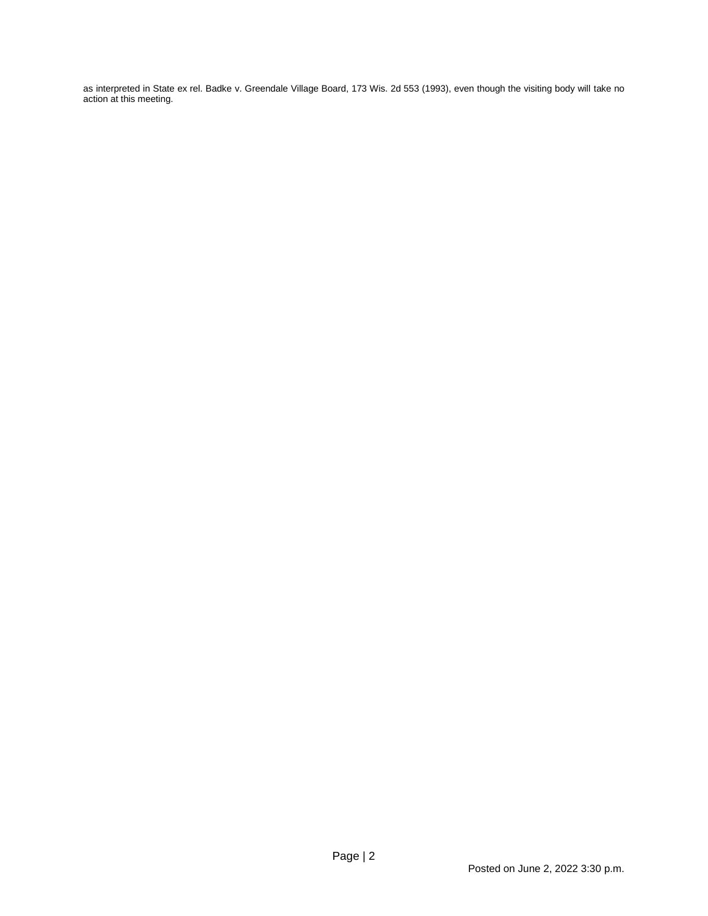as interpreted in State ex rel. Badke v. Greendale Village Board, 173 Wis. 2d 553 (1993), even though the visiting body will take no action at this meeting.

Posted on June 2, 2022 3:30 p.m.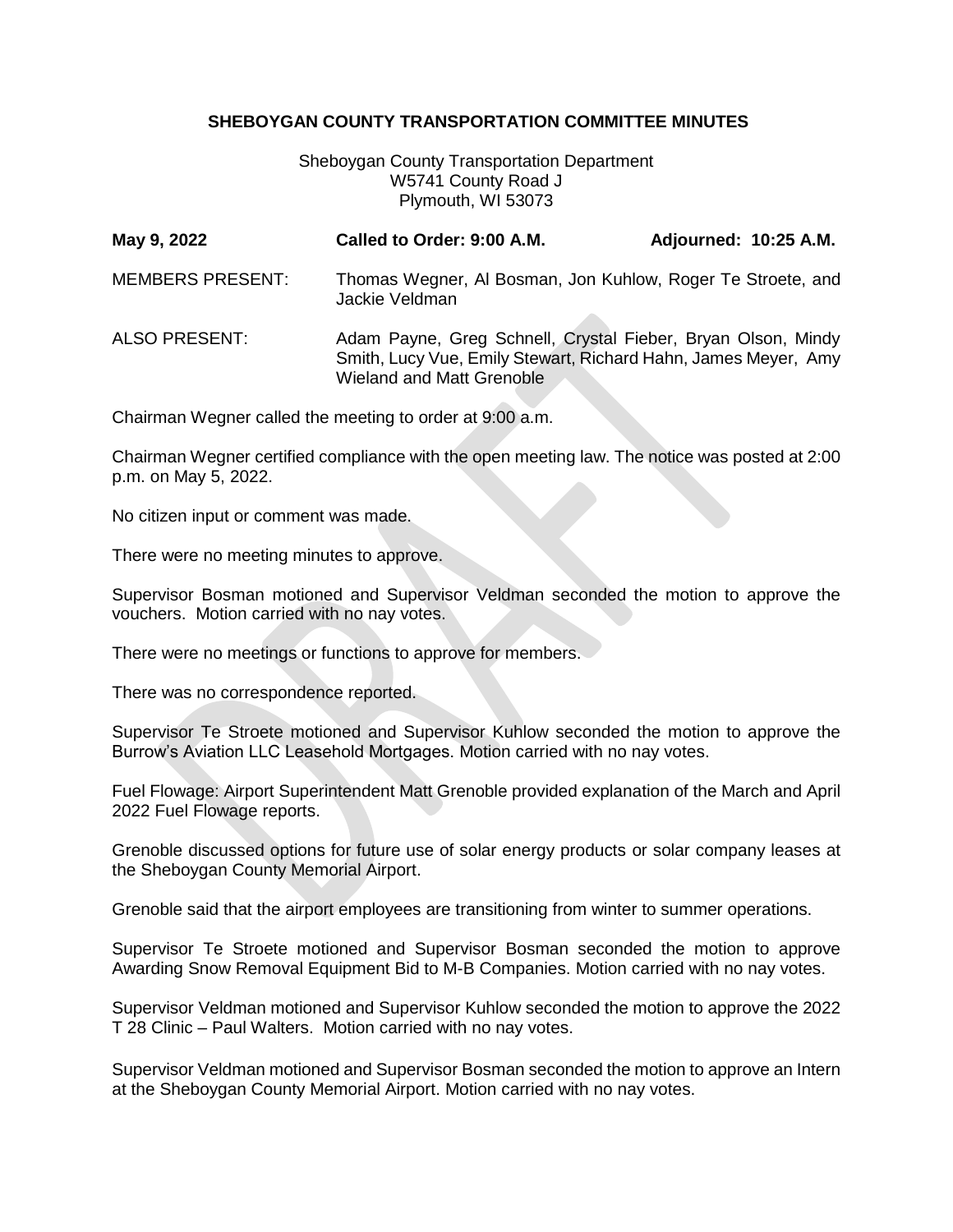# SHEBOYGAN COUNTY TRANSPORTATION COMMITTEE MINUTES

Sheboygan County Transportation Department
W5741 County Road J
Plymouth, WI 53073

**May 9, 2022** **Called to Order: 9:00 A.M.** **Adjourned: 10:25 A.M.**

MEMBERS PRESENT: Thomas Wegner, Al Bosman, Jon Kuhlow, Roger Te Stroete, and Jackie Veldman

ALSO PRESENT: Adam Payne, Greg Schnell, Crystal Fieber, Bryan Olson, Mindy Smith, Lucy Vue, Emily Stewart, Richard Hahn, James Meyer, Amy Wieland and Matt Grenoble

Chairman Wegner called the meeting to order at 9:00 a.m.

Chairman Wegner certified compliance with the open meeting law. The notice was posted at 2:00 p.m. on May 5, 2022.

No citizen input or comment was made.

There were no meeting minutes to approve.

Supervisor Bosman motioned and Supervisor Veldman seconded the motion to approve the vouchers. Motion carried with no nay votes.

There were no meetings or functions to approve for members.

There was no correspondence reported.

Supervisor Te Stroete motioned and Supervisor Kuhlow seconded the motion to approve the Burrow's Aviation LLC Leasehold Mortgages. Motion carried with no nay votes.

Fuel Flowage: Airport Superintendent Matt Grenoble provided explanation of the March and April 2022 Fuel Flowage reports.

Grenoble discussed options for future use of solar energy products or solar company leases at the Sheboygan County Memorial Airport.

Grenoble said that the airport employees are transitioning from winter to summer operations.

Supervisor Te Stroete motioned and Supervisor Bosman seconded the motion to approve Awarding Snow Removal Equipment Bid to M-B Companies. Motion carried with no nay votes.

Supervisor Veldman motioned and Supervisor Kuhlow seconded the motion to approve the 2022 T 28 Clinic – Paul Walters. Motion carried with no nay votes.

Supervisor Veldman motioned and Supervisor Bosman seconded the motion to approve an Intern at the Sheboygan County Memorial Airport. Motion carried with no nay votes.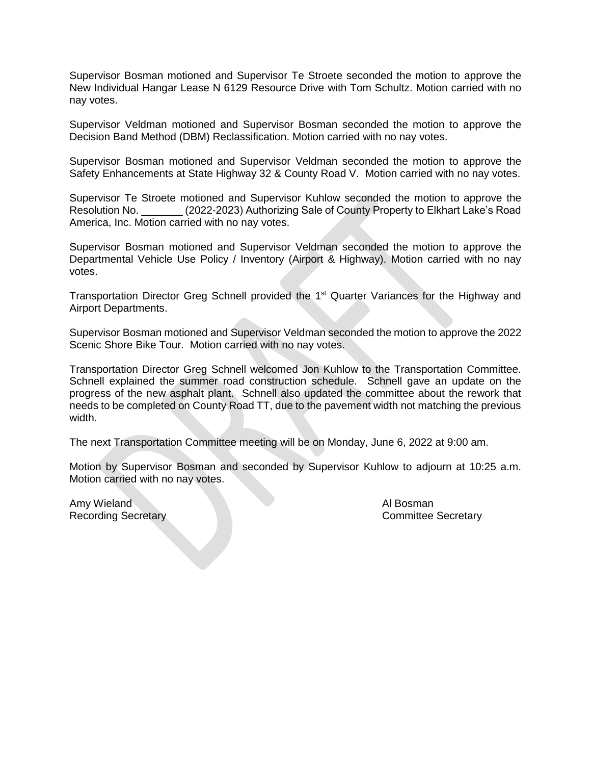Supervisor Bosman motioned and Supervisor Te Stroete seconded the motion to approve the New Individual Hangar Lease N 6129 Resource Drive with Tom Schultz. Motion carried with no nay votes.

Supervisor Veldman motioned and Supervisor Bosman seconded the motion to approve the Decision Band Method (DBM) Reclassification. Motion carried with no nay votes.

Supervisor Bosman motioned and Supervisor Veldman seconded the motion to approve the Safety Enhancements at State Highway 32 & County Road V. Motion carried with no nay votes.

Supervisor Te Stroete motioned and Supervisor Kuhlow seconded the motion to approve the Resolution No. _______ (2022-2023) Authorizing Sale of County Property to Elkhart Lake's Road America, Inc. Motion carried with no nay votes.

Supervisor Bosman motioned and Supervisor Veldman seconded the motion to approve the Departmental Vehicle Use Policy / Inventory (Airport & Highway). Motion carried with no nay votes.

Transportation Director Greg Schnell provided the 1st Quarter Variances for the Highway and Airport Departments.

Supervisor Bosman motioned and Supervisor Veldman seconded the motion to approve the 2022 Scenic Shore Bike Tour. Motion carried with no nay votes.

Transportation Director Greg Schnell welcomed Jon Kuhlow to the Transportation Committee. Schnell explained the summer road construction schedule. Schnell gave an update on the progress of the new asphalt plant. Schnell also updated the committee about the rework that needs to be completed on County Road TT, due to the pavement width not matching the previous width.

The next Transportation Committee meeting will be on Monday, June 6, 2022 at 9:00 am.

Motion by Supervisor Bosman and seconded by Supervisor Kuhlow to adjourn at 10:25 a.m. Motion carried with no nay votes.

Amy Wieland
Recording Secretary

Al Bosman
Committee Secretary